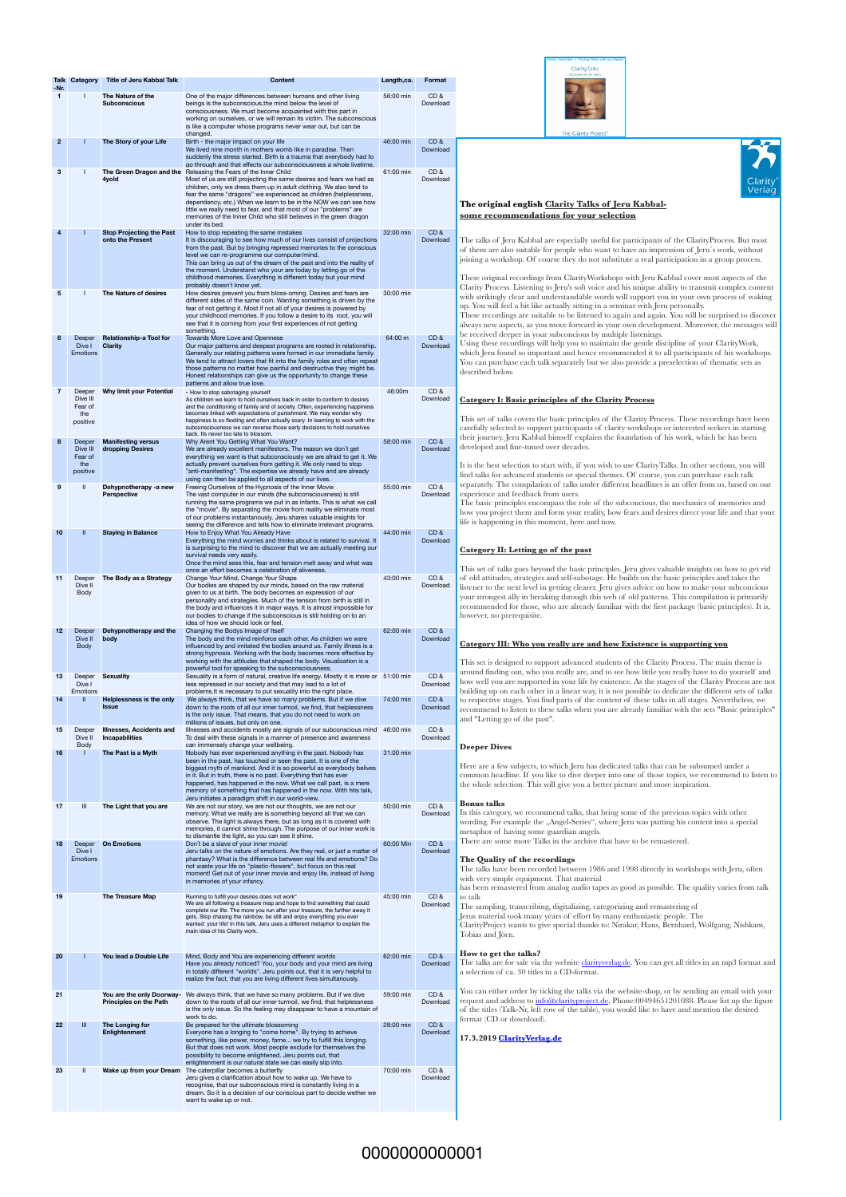| Talk -Nr. | Category | Title of Jeru Kabbal Talk | Content | Length,ca. | Format |
|---|---|---|---|---|---|
| 1 | I | The Nature of the Subconscious | One of the major differences between humans and other living beings is the subconscious,the mind below the level of consciousness. We must become acquainted with this part in working on ourselves, or we will remain its victim. The subconscious is like a computer whose programs never wear out, but can be changed. | 56:00 min | CD & Download |
| 2 | I | The Story of your Life | Birth - the major impact on your life<br>We lived nine month in mothers womb like in paradise. Then suddenly the stress started. Birth is a trauma that everybody had to go through and that effects our subconsciousness a whole livetime. | 46:00 min | CD & Download |
| 3 | I | The Green Dragon and the 4yold | Releasing the Fears of the Inner Child<br>Most of us are still projecting the same desires and fears we had as children, only we dress them up in adult clothing. We also tend to fear the same "dragons" we experienced as children (helplessness, dependency, etc.) When we learn to be in the NOW we can see how little we really need to fear, and that most of our "problems" are memories of the Inner Child who still believes in the green dragon under its bed. | 61:00 min | CD & Download |
| 4 | I | Stop Projecting the Past onto the Present | How to stop repeating the same mistakes<br>It is discouraging to see how much of our lives consist of projections from the past. But by bringing repressed memories to the conscious level we can re-programme our computer/mind.<br>This can bring us out of the dream of the past and into the reality of the moment. Understand who your are today by letting go of the childhood memories. Everything is different today but your mind probably doesn't know yet. | 32:00 min | CD & Download |
| 5 | I | The Nature of desires | How desires prevent you from bloss-oming. Desires and fears are different sides of the same coin. Wanting something is driven by the fear of not getting it. Most if not all of your desires is powered by your childhood memories. If you follow a desire to its root, you will see that it is coming from your first experiences of not getting something. | 30:00 min | |
| 6 | Deeper Dive I Emotions | Relationship-a Tool for Clarity | Towards More Love and Openness<br>Our major patterns and deepest programs are rooted in relationship. Generally our relating patterns were formed in our immediate family. We tend to attract lovers that fit into the family roles and often repeat those patterns no matter how painful and destructive they might be. Honest relationships can give us the opportunity to change these patterns and allow true love. | 64:00 m | CD & Download |
| 7 | Deeper Dive III Fear of the positive | Why limit your Potential | - How to stop sabotaging yourself<br>As children we learn to hold ourselves back in order to conform to desires and the conditioning of family and of society. Often, experiencing happiness becomes linked with expectations of punishment. We may wonder why happiness is so fleeting and often actually scary. In learning to work with the subconsciousness we can reverse those early decisions to hold ourselves back. Its never too late to blossom. | 46:00m | CD & Download |
| 8 | Deeper Dive III Fear of the positive | Manifesting versus dropping Desires | Why Arent You Getting What You Want?<br>We are already excellent manifestors. The reason we don't get everything we want is that subconsciously we are afraid to get it. We actually prevent ourselves from getting it. We only need to stop "anti-manifesting". The expertise we already have and are already using can then be applied to all aspects of our lives. | 58:00 min | CD & Download |
| 9 | II | Dehypnotherapy -a new Perspective | Freeing Ourselves of the Hypnosis of the Inner Movie<br>The vast computer in our minds (the subconsciousness) is still running the same programs we put in as infants. This is what we call the "movie". By separating the movie from reality we eliminate most of our problems instantanously. Jeru shares valuable insights for seeing the difference and tells how to eliminate irrelevant programs. | 55:00 min | CD & Download |
| 10 | II | Staying in Balance | How to Enjoy What You Already Have<br>Everything the mind worries and thinks about is related to survival. It is surprising to the mind to discover that we are actually meeting our survival needs very easily.<br>Once the mind sees this, fear and tension melt away and what was once an effort becomes a celebration of aliveness. | 44:00 min | CD & Download |
| 11 | Deeper Dive II Body | The Body as a Strategy | Change Your Mind, Change Your Shape<br>Our bodies are shaped by our minds, based on the raw material given to us at birth. The body becomes an expression of our personality and strategies. Much of the tension from birth is still in the body and influences it in major ways. It is almost impossible for our bodies to change if the subconscious is still holding on to an idea of how we should look or feel. | 43:00 min | CD & Download |
| 12 | Deeper Dive II Body | Dehypnotherapy and the body | Changing the Bodys Image of Itself<br>The body and the mind reinforce each other. As children we were influenced by and imitated the bodies around us. Family illness is a strong hypnosis. Working with the body becomes more effective by working with the attitudes that shaped the body. Visualization is a powerful tool for speaking to the subconsciousness. | 62:00 min | CD & Download |
| 13 | Deeper Dive I Emotions | Sexuality | Sexuality is a form of natural, creative life energy. Mostly it is more or less repressed in our society and that may lead to a lot of problems.It is necessary to put sexuality into the right place. | 51:00 min | CD & Download |
| 14 | II | Helplessness is the only Issue | We always think, that we have so many problems. But if we dive down to the roots of all our inner turmoil, we find, that helplessness is the only issue. That means, that you do not need to work on millions of issues, but only on one. | 74:00 min | CD & Download |
| 15 | Deeper Dive II Body | Illnesses, Accidents and Incapabilities | Illnesses and accidents mostly are signals of our subconscious mind To deal with these signals in a manner of presence and awareness can immensely change your wellbeing. | 46:00 min | CD & Download |
| 16 | I | The Past is a Myth | Nobody has ever experienced anything in the past. Nobody has been in the past, has touched or seen the past. It is one of the biggest myth of mankind. And it is so powerful as everybody belives in it. But in truth, there is no past. Everything that has ever happened, has happened in the now. What we call past, is a mere memory of something that has happened in the now. With htis talk, Jeru initiates a paradigm shift in our world-view. | 31:00 min | |
| 17 | III | The Light that you are | We are not our story, we are not our thoughts, we are not our memory. What we really are is something beyond all that we can observe. The light is always there, but as long as it is covered with memories, it cannot shine through. The purpose of our inner work is to dismantle the light, so you can see it shine. | 50:00 min | CD & Download |
| 18 | Deeper Dive I Emotions | On Emotions | Don't be a slave of your inner movie!<br>Jeru talks on the nature of emotions. Are they real, or just a matter of phantasy? What is the difference between real life and emotions? Do not waste your life on "plastic-flowers", but focus on this real moment! Get out of your inner movie and enjoy life, instead of living in memories of your infancy. | 60:00 Min | CD & Download |
| 19 | | The Treasure Map | Running to fulfill your desires does not work"<br>We are all following a treasure map and hope to find something that could complete our life. The more you run after your treasure, the further away it gets. Stop chasing the rainbow, be still and enjoy everything you ever wanted: your life! In this talk, Jeru uses a different metaphor to explain the main idea of his Clarity work. | 45:00 min | CD & Download |
| 20 | I | You lead a Double Life | Mind, Body and You are experiencing different worlds<br>Have you already noticed? You, your body and your mind are living in totally different "worlds". Jeru points out, that it is very helpful to realize the fact, that you are living different lives simultanously. | 62:00 min | CD & Download |
| 21 | | You are the only Doorway-Principles on the Path | We always think, that we have so many problems. But if we dive down to the roots of all our inner turmoil, we find, that helplessness is the only issue. So the feeling may disappear to have a mountain of work to do. | 59:00 min | CD & Download |
| 22 | III | The Longing for Enlightenment | Be prepared for the ultimate blossoming<br>Everyone has a longing to "come home". By trying to achieve something, like power, money, fame... we try to fulfill this longing. But that does not work. Most people exclude for themselves the possibility to become enlightened. Jeru points out, that enlightenment is our natural state we can easily slip into. | 28:00 min | CD & Download |
| 23 | II | Wake up from your Dream | The caterpillar becomes a butterfly<br>Jeru gives a clarification about how to wake up. We have to recognise, that our subconscious mind is constantly living in a dream. So it is a decision of our conscious part to decide wether we want to wake up or not. | 70:00 min | CD & Download |

ClarityTalks

The Clarity Project

Clarity Verlag

## The original english Clarity Talks of Jeru Kabbal-some recommendations for your selection

The talks of Jeru Kabbal are especially useful for participants of the ClarityProcess. But most of them are also suitable for people who want to have an impression of Jeru´s work, without joining a workshop. Of course they do not substitute a real participation in a group process.

These original recordings from ClarityWorkshops with Jeru Kabbal cover most aspects of the Clarity Process. Listening to Jeru's soft voice and his unique ability to transmit complex content with strikingly clear and understandable words will support you in your own process of waking up. You will feel a bit like actually sitting in a seminar with Jeru personally.
These recordings are suitable to be listened to again and again. You will be surprised to discover always new aspects, as you move forward in your own development. Moreover, the messages will be received deeper in your subconcious by multiple listenings.
Using these recordings will help you to maintain the gentle discipline of your ClarityWork, which Jeru found so important and hence recommended it to all participants of his workshops. You can purchase each talk separately but we also provide a preselection of thematic sets as described below.

### Category I: Basic principles of the Clarity Process

This set of talks covers the basic principles of the Clarity Process. These recordings have been carefully selected to support participants of clarity workshops or interested seekers in starting their journey. Jeru Kabbal himself explains the foundation of his work, which he has been developed and fine-tuned over decades.

It is the best selection to start with, if you wish to use ClarityTalks. In other sections, you will find talks for advanced students or special themes. Of course, you can purchase each talk separately. The compilation of talks under different headlines is an offer from us, based on our experience and feedback from users.
The basic principles encompass the role of the subconcious, the mechanics of memories and how you project them and form your reality, how fears and desires direct your life and that your life is happening in this moment, here and now.

### Category II: Letting go of the past

This set of talks goes beyond the basic principles. Jeru gives valuable insights on how to get rid of old attitudes, strategies and self-sabotage. He builds on the basic principles and takes the listener to the next level in getting clearer. Jeru gives advice on how to make your subconcious your strongest ally in breaking through this web of old patterns. This compilation is primarily recommended for those, who are already familiar with the first package (basic principles). It is, however, no prerequisite.

### Category III: Who you really are and how Existence is supporting you

This set is designed to support advanced students of the Clarity Process. The main theme is around finding out, who you really are, and to see how little you really have to do yourself and how well you are supported in your life by existence. As the stages of the Clarity Process are not building up on each other in a linear way, it is not possible to dedicate the different sets of talks to respective stages. You find parts of the content of these talks in all stages. Nevertheless, we recommend to listen to these talks when you are already familiar with the sets "Basic principles" and "Letting go of the past".

### Deeper Dives

Here are a few subjects, to which Jeru has dedicated talks that can be subsumed under a common headline. If you like to dive deeper into one of those topics, we recommend to listen to the whole selection. This will give you a better picture and more inspiration.

### Bonus talks

In this category, we recommend talks, that bring some of the previous topics with other wording. For example the „Angel-Series", where Jeru was putting his content into a special metaphor of having some guardian angels.
There are some more Talks in the archive that have to be remastered.

### The Quality of the recordings

The talks have been recorded between 1986 and 1998 directly in workshops with Jeru, often with very simple equipment. That material
has been remastered from analog audio tapes as good as possible. The quality varies from talk to talk
The sampling, transcribing, digitalizing, categorizing and remastering of
Jerus material took many years of effort by many enthusiastic people. The
ClarityProject wants to give special thanks to: Nirakar, Hans, Bernhard, Wolfgang, Nishkam, Tobias and Jörn.

### How to get the talks?

The talks are for sale via the website clarityverlag.de. You can get all titles in an mp3 format and a selection of ca. 30 titles in a CD-format.

You can either order by ticking the talks via the website-shop, or by sending an email with your request and address to info@clarityproject.de, Phone:00494651201088. Please list up the figure of the titles (Talk-Nr, left row of the table), you would like to have and mention the desired format (CD or download).

**17.3.2019 ClarityVerlag.de**

0000000000001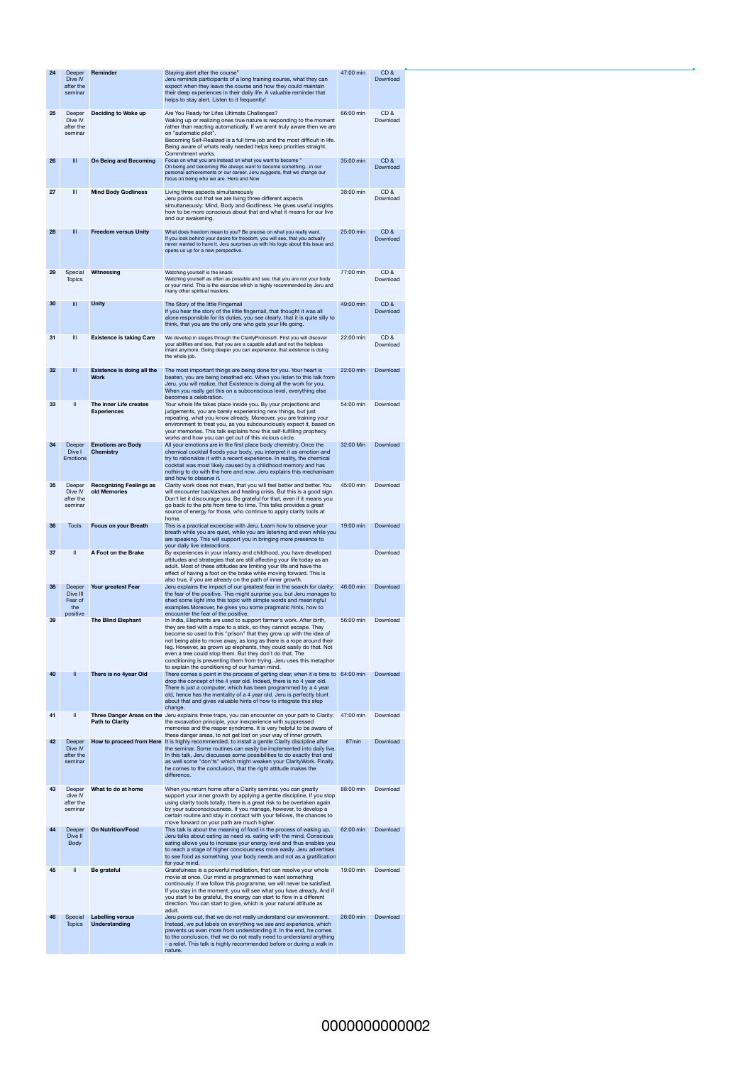| 24 | Deeper Dive IV after the seminar | Reminder | Staying alert after the course" Jeru reminds participants of a long training course, what they can expect when they leave the course and how they could maintain their deep experiences in their daily life. A valuable reminder that helps to stay alert. Listen to it frequently! | 47:00 min | CD & Download |
|---|---|---|---|---|---|
| 25 | Deeper Dive IV after the seminar | Deciding to Wake up | Are You Ready for Lifes Ultimate Challenges? Waking up or realizing ones true nature is responding to the moment rather than reacting automatically. If we arent truly aware then we are on "automatic pilot". Becoming Self-Realized is a full time job and the most difficult in life. Being aware of whats really needed helps keep priorities straight. Commitment works. | 66:00 min | CD & Download |
| 26 | III | On Being and Becoming | Focus on what you are instead on what you want to become " On being and becoming We always want to become something...in our personal achievements or our career. Jeru suggests, that we change our focus on being who we are. Here and Now | 35:00 min | CD & Download |
| 27 | III | Mind Body Godliness | Living three aspects simultaneously Jeru points out that we are living three different aspects simultaneously: Mind, Body and Godliness. He gives useful insights how to be more conscious about that and what it means for our live and our awakening. | 38:00 min | CD & Download |
| 28 | III | Freedom versus Unity | What does freedom mean to you? Be precise on what you really want. If you look behind your desire for freedom, you will see, that you actually never wanted to have it. Jeru surprises us with his logic about this issue and opens us up for a new perspective. | 25:00 min | CD & Download |
| 29 | Special Topics | Witnessing | Watching yourself is the knack Watching yourself as often as possible and see, that you are not your body or your mind. This is the exercise which is highly recommended by Jeru and many other spiritual masters. | 77:00 min | CD & Download |
| 30 | III | Unity | The Story of the little Fingernail If you hear the story of the little fingernail, that thought it was all alone responsible for its duties, you see clearly, that it is quite silly to think, that you are the only one who gets your life going. | 49:00 min | CD & Download |
| 31 | III | Existence is taking Care | We develop in stages through the ClarityProcess®. First you will discover your abilities and see, that you are a capable adult and not the helpless infant anymore. Going deeper you can experience, that existence is doing the whole job. | 22:00 min | CD & Download |
| 32 | III | Existence is doing all the Work | The most important things are being done for you. Your heart is beaten, you are being breathed etc. When you listen to this talk from Jeru, you will realize, that Existence is doing all the work for you. When you really get this on a subconscious level, everything else becomes a celebration. | 22:00 min | Download |
| 33 | II | The inner Life creates Experiences | Your whole life takes place inside you. By your projections and judgements, you are barely experiencing new things, but just repeating, what you know already. Moreover, you are training your environment to treat you, as you subcounciously expect it, based on your memories. This talk explains how this self-fulfilling prophecy works and how you can get out of this vicious circle. | 54:00 min | Download |
| 34 | Deeper Dive I Emotions | Emotions are Body Chemistry | All your emotions are in the first place body chemistry. Once the chemical cocktail floods your body, you interpret it as emotion and try to rationalize it with a recent experience. In reality, the chemical cocktail was most likely caused by a childhood memory and has nothing to do with the here and now. Jeru explains this mechanisam and how to observe it. | 32:00 Min | Download |
| 35 | Deeper Dive IV after the seminar | Recognizing Feelings as old Memories | Clarity work does not mean, that you will feel better and better. You will encounter backlashes and healing crisis. But this is a good sign. Don't let it discourage you. Be grateful for that, even if it means you go back to the pits from time to time. This talks provides a great source of energy for those, who continue to apply clarity tools at home. | 45:00 min | Download |
| 36 | Tools | Focus on your Breath | This is a practical excercise with Jeru. Learn how to observe your breath while you are quiet, while you are listening and even while you are speaking. This will support you in bringing more presence to your daily live interactions. | 19:00 min | Download |
| 37 | II | A Foot on the Brake | By experiences in your infancy and childhood, you have developed attitudes and strategies that are still affecting your life today as an adult. Most of these attitudes are limiting your life and have the effect of having a foot on the brake while moving forward. This is also true, if you are already on the path of inner growth. | | Download |
| 38 | Deeper Dive III Fear of the positive | Your greatest Fear | Jeru explains the impact of our greatest fear in the search for clarity: the fear of the positive. This might surprise you, but Jeru manages to shed some light into this topic with simple words and meaningful examples.Moreover, he gives you some pragmatic hints, how to encounter the fear of the positive. | 46:00 min | Download |
| 39 | | The Blind Elephant | In India, Elephants are used to support farmer's work. After birth, they are tied with a rope to a stick, so they cannot escape. They become so used to this "prison" that they grow up with the idea of not being able to move away, as long as there is a rope around their leg. However, as grown up elephants, they could easily do that. Not even a tree could stop them. But they don't do that. The conditioning is preventing them from trying. Jeru uses this metaphor to explain the conditioning of our human mind. | 56:00 min | Download |
| 40 | II | There is no 4year Old | There comes a point in the process of getting clear, when it is time to drop the concept of the 4 year old. Indeed, there is no 4 year old. There is just a computer, which has been programmed by a 4 year old, hence has the mentality of a 4 year old. Jeru is perfectly blunt about that and gives valuable hints of how to integrate this step change. | 64:00 min | Download |
| 41 | II | Three Danger Areas on the Path to Clarity | Jeru explains three traps, you can encounter on your path to Clarity: the excavation principle, your inexperience with suppressed memories and the reaper syndrome. It is very helpful to be aware of these danger areas, to not get lost on your way of inner growth. | 47:00 min | Download |
| 42 | Deeper Dive IV after the seminar | How to proceed from Here | It is highly recommended, to install a gentle Clarity discipline after the seminar. Some routines can easily be implemented into daily live. In this talk, Jeru discusses some possibilities to do exactly that and as well some "don'ts" which might weaken your ClarityWork. Finally, he comes to the conclusion, that the right attitude makes the difference. | 87min | Download |
| 43 | Deeper dive IV after the seminar | What to do at home | When you return home after a Clarity seminar, you can greatly support your inner growth by applying a gentle discipline. If you stop using clarity tools totally, there is a great risk to be overtaken again by your subconsciousness. If you manage, however, to develop a certain routine and stay in contact with your fellows, the chances to move forward on your path are much higher. | 88:00 min | Download |
| 44 | Deeper Dive II Body | On Nutrition/Food | This talk is about the meaning of food in the process of waking up. Jeru talks about eating as need vs. eating with the mind. Conscious eating allows you to increase your energy level and thus enables you to reach a stage of higher conciousness more easily. Jeru advertises to see food as something, your body needs and not as a gratification for your mind. | 62:00 min | Download |
| 45 | II | Be grateful | Gratefulness is a powerful meditation, that can resolve your whole movie at once. Our mind is programmed to want something continously. If we follow this programme, we will never be satisfied. If you stay in the moment, you will see what you have already. And if you start to be grateful, the energy can start to flow in a different direction. You can start to give, which is your natural attitude as adult. | 19:00 min | Download |
| 46 | Special Topics | Labelling versus Understanding | Jeru points out, that we do not really understand our environment. Instead, we put labels on everything we see and experience, which prevents us even more from understanding it. In the end, he comes to the conclusion, that we do not really need to understand anything - a relief. This talk is highly recommended before or during a walk in nature. | 26:00 min | Download |

0000000000002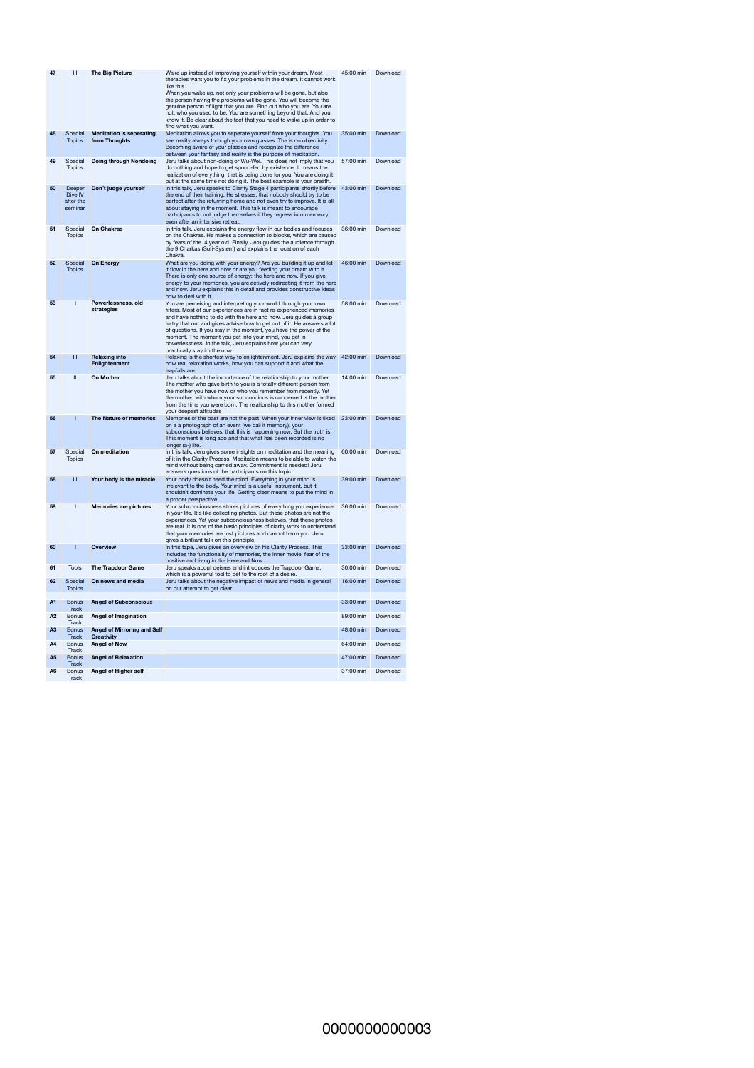| | | | | | |
|---|---|---|---|---|---|
| **47** | III | **The Big Picture** | Wake up instead of improving yourself within your dream. Most therapies want you to fix your problems in the dream. It cannot work like this. When you wake up, not only your problems will be gone, but also the person having the problems will be gone. You will become the genuine person of light that you are. Find out who you are. You are not, who you used to be. You are something beyond that. And you know it. Be clear about the fact that you need to wake up in order to find what you want. | 45:00 min | Download |
| **48** | Special Topics | **Meditation is seperating from Thoughts** | Meditation allows you to seperate yourself from your thoughts. You see reality always through your own glasses. The is no objectivity. Becoming aware of your glasses and recognize the difference between your fantasy and reality is the purpose of meditation. | 35:00 min | Download |
| **49** | Special Topics | **Doing through Nondoing** | Jeru talks about non-doing or Wu-Wei. This does not imply that you do nothing and hope to get spoon-fed by existence. It means the realization of everything, that is being done for you. You are doing it, but at the same time not doing it. The best examole is your breath. | 57:00 min | Download |
| **50** | Deeper Dive IV after the seminar | **Don´t judge yourself** | In this talk, Jeru speaks to Clarity Stage 4 participants shortly before the end of their training. He stresses, that nobody should try to be perfect after the returning home and not even try to improve. It is all about staying in the moment. This talk is meant to encourage participants to not judge themselves if they regress into memeory even after an intensive retreat. | 43:00 min | Download |
| **51** | Special Topics | **On Chakras** | In this talk, Jeru explains the energy flow in our bodies and focuses on the Chakras. He makes a connection to blocks, which are caused by fears of the 4 year old. Finally, Jeru guides the audience through the 9 Charkas (Sufi-System) and explains the location of each Chakra. | 36:00 min | Download |
| **52** | Special Topics | **On Energy** | What are you doing with your energy? Are you building it up and let it flow in the here and now or are you feeding your dream with it. There is only one source of energy: the here and now. If you give energy to your memories, you are actively redirecting it from the here and now. Jeru explains this in detail and provides constructive ideas how to deal with it. | 46:00 min | Download |
| **53** | I | **Powerlessness, old strategies** | You are perceiving and interpreting your world through your own filters. Most of our experiences are in fact re-experienced memories and have nothing to do with the here and now. Jeru guides a group to try that out and gives advise how to get out of it. He answers a lot of questions. If you stay in the moment, you have the power of the moment. The moment you get into your mind, you get in powerlessness. In the talk, Jeru explains how you can very practically stay in the now. | 58:00 min | Download |
| **54** | III | **Relaxing into Enlightenment** | Relaxing is the shortest way to enlightenment. Jeru explains the way how real relaxation works, how you can support it and what the trapfalls are. | 42:00 min | Download |
| **55** | II | **On Mother** | Jeru talks about the importance of the relationship to your mother. The mother who gave birth to you is a totally different person from the mother you have now or who you remember from recently. Yet the mother, with whom your subconcious is concerned is the mother from the time you were born. The relationship to this mother formed your deepest attitudes | 14:00 min | Download |
| **56** | I | **The Nature of memories** | Memories of the past are not the past. When your inner view is fixed on a a photograph of an event (we call it memory), your subconscious believes, that this is happening now. But the truth is: This moment is long ago and that what has been recorded is no longer (a-) life. | 23:00 min | Download |
| **57** | Special Topics | **On meditation** | In this talk, Jeru gives some insights on meditation and the meaning of it in the Clarity Process. Meditation means to be able to watch the mind without being carried away. Commitment is needed! Jeru answers questions of the participants on this topic. | 60:00 min | Download |
| **58** | III | **Your body is the miracle** | Your body doesn't need the mind. Everything in your mind is irrelevant to the body. Your mind is a useful instrument, but it shouldn't dominate your life. Getting clear means to put the mind in a proper perspective. | 39:00 min | Download |
| **59** | I | **Memories are pictures** | Your subconciousness stores pictures of everything you experience in your life. It's like collecting photos. But these photos are not the experiences. Yet your subconciousness believes, that these photos are real. It is one of the basic principles of clarity work to understand that your memories are just pictures and cannot harm you. Jeru gives a brilliant talk on this principle. | 36:00 min | Download |
| **60** | I | **Overview** | In this tape, Jeru gives an overview on his Clarity Process. This includes the functionality of memories, the inner movie, fear of the positive and living in the Here and Now. | 33:00 min | Download |
| **61** | Tools | **The Trapdoor Game** | Jeru speaks about deisres and introduces the Trapdoor Game, which is a powerful tool to get to the root of a desire. | 30:00 min | Download |
| **62** | Special Topics | **On news and media** | Jeru talks about the negative impact of news and media in general on our attempt to get clear. | 16:00 min | Download |
| **A1** | Bonus Track | **Angel of Subconscious** | | 33:00 min | Download |
| **A2** | Bonus Track | **Angel of Imagination** | | 89:00 min | Download |
| **A3** | Bonus Track | **Angel of Mirroring and Self Creativity** | | 48:00 min | Download |
| **A4** | Bonus Track | **Angel of Now** | | 64:00 min | Download |
| **A5** | Bonus Track | **Angel of Relaxation** | | 47:00 min | Download |
| **A6** | Bonus Track | **Angel of Higher self** | | 37:00 min | Download |

0000000000003